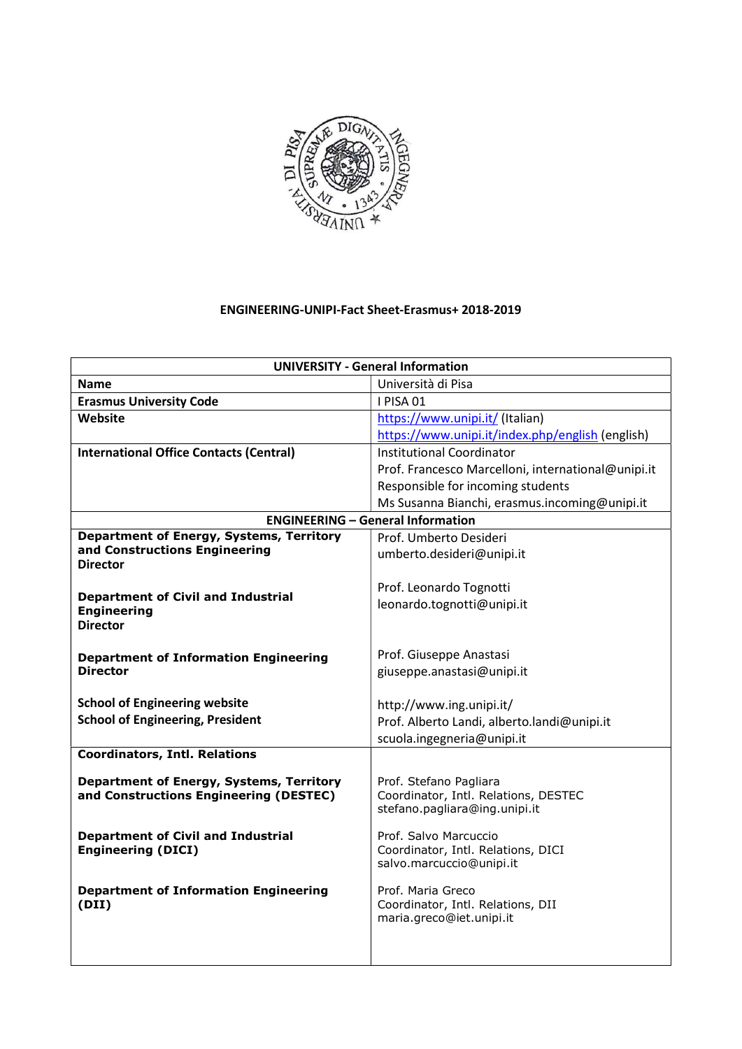# ENGINEERING-UNIPI-Fact Sheet-Erasmus+ 2018-2019

| UNIVERSITY - General Information | |
|---|---|
| **Name** | Università di Pisa |
| **Erasmus University Code** | I PISA 01 |
| **Website** | https://www.unipi.it/ (Italian)<br>https://www.unipi.it/index.php/english (english) |
| **International Office Contacts (Central)** | Institutional Coordinator<br>Prof. Francesco Marcelloni, international@unipi.it<br>Responsible for incoming students<br>Ms Susanna Bianchi, erasmus.incoming@unipi.it |
| **ENGINEERING – General Information** | |
| **Department of Energy, Systems, Territory and Constructions Engineering Director** | Prof. Umberto Desideri<br>umberto.desideri@unipi.it |
| **Department of Civil and Industrial Engineering Director** | Prof. Leonardo Tognotti<br>leonardo.tognotti@unipi.it |
| **Department of Information Engineering Director** | Prof. Giuseppe Anastasi<br>giuseppe.anastasi@unipi.it |
| **School of Engineering website**<br>**School of Engineering, President** | http://www.ing.unipi.it/<br>Prof. Alberto Landi, alberto.landi@unipi.it<br>scuola.ingegneria@unipi.it |
| **Coordinators, Intl. Relations** | |
| **Department of Energy, Systems, Territory and Constructions Engineering (DESTEC)** | Prof. Stefano Pagliara<br>Coordinator, Intl. Relations, DESTEC<br>stefano.pagliara@ing.unipi.it |
| **Department of Civil and Industrial Engineering (DICI)** | Prof. Salvo Marcuccio<br>Coordinator, Intl. Relations, DICI<br>salvo.marcuccio@unipi.it |
| **Department of Information Engineering (DII)** | Prof. Maria Greco<br>Coordinator, Intl. Relations, DII<br>maria.greco@iet.unipi.it |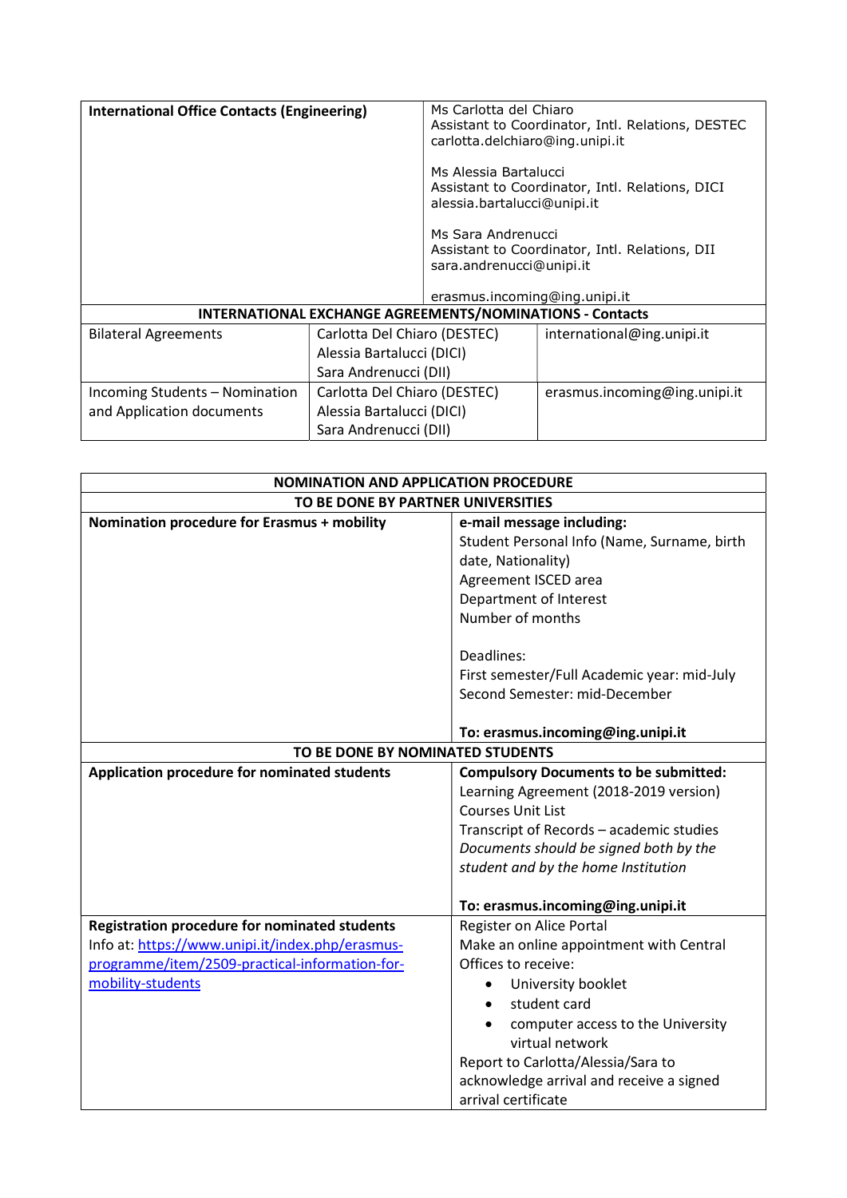| **International Office Contacts (Engineering)** | Ms Carlotta del Chiaro<br>Assistant to Coordinator, Intl. Relations, DESTEC<br>carlotta.delchiaro@ing.unipi.it<br><br>Ms Alessia Bartalucci<br>Assistant to Coordinator, Intl. Relations, DICI<br>alessia.bartalucci@unipi.it<br><br>Ms Sara Andrenucci<br>Assistant to Coordinator, Intl. Relations, DII<br>sara.andrenucci@unipi.it<br><br>erasmus.incoming@ing.unipi.it | |
|---|---|---|
| **INTERNATIONAL EXCHANGE AGREEMENTS/NOMINATIONS - Contacts** | | |
| Bilateral Agreements | Carlotta Del Chiaro (DESTEC)<br>Alessia Bartalucci (DICI)<br>Sara Andrenucci (DII) | international@ing.unipi.it |
| Incoming Students – Nomination and Application documents | Carlotta Del Chiaro (DESTEC)<br>Alessia Bartalucci (DICI)<br>Sara Andrenucci (DII) | erasmus.incoming@ing.unipi.it |

| **NOMINATION AND APPLICATION PROCEDURE** | |
|---|---|
| **TO BE DONE BY PARTNER UNIVERSITIES** | |
| **Nomination procedure for Erasmus + mobility** | **e-mail message including:**<br>Student Personal Info (Name, Surname, birth date, Nationality)<br>Agreement ISCED area<br>Department of Interest<br>Number of months<br><br>Deadlines:<br>First semester/Full Academic year: mid-July<br>Second Semester: mid-December<br><br>**To: erasmus.incoming@ing.unipi.it** |
| **TO BE DONE BY NOMINATED STUDENTS** | |
| **Application procedure for nominated students** | **Compulsory Documents to be submitted:**<br>Learning Agreement (2018-2019 version)<br>Courses Unit List<br>Transcript of Records – academic studies<br>*Documents should be signed both by the student and by the home Institution*<br><br>**To: erasmus.incoming@ing.unipi.it** |
| **Registration procedure for nominated students**<br>Info at: [https://www.unipi.it/index.php/erasmus-programme/item/2509-practical-information-for-mobility-students](https://www.unipi.it/index.php/erasmus-programme/item/2509-practical-information-for-mobility-students) | Register on Alice Portal<br>Make an online appointment with Central Offices to receive:<br>• University booklet<br>• student card<br>• computer access to the University virtual network<br>Report to Carlotta/Alessia/Sara to acknowledge arrival and receive a signed arrival certificate |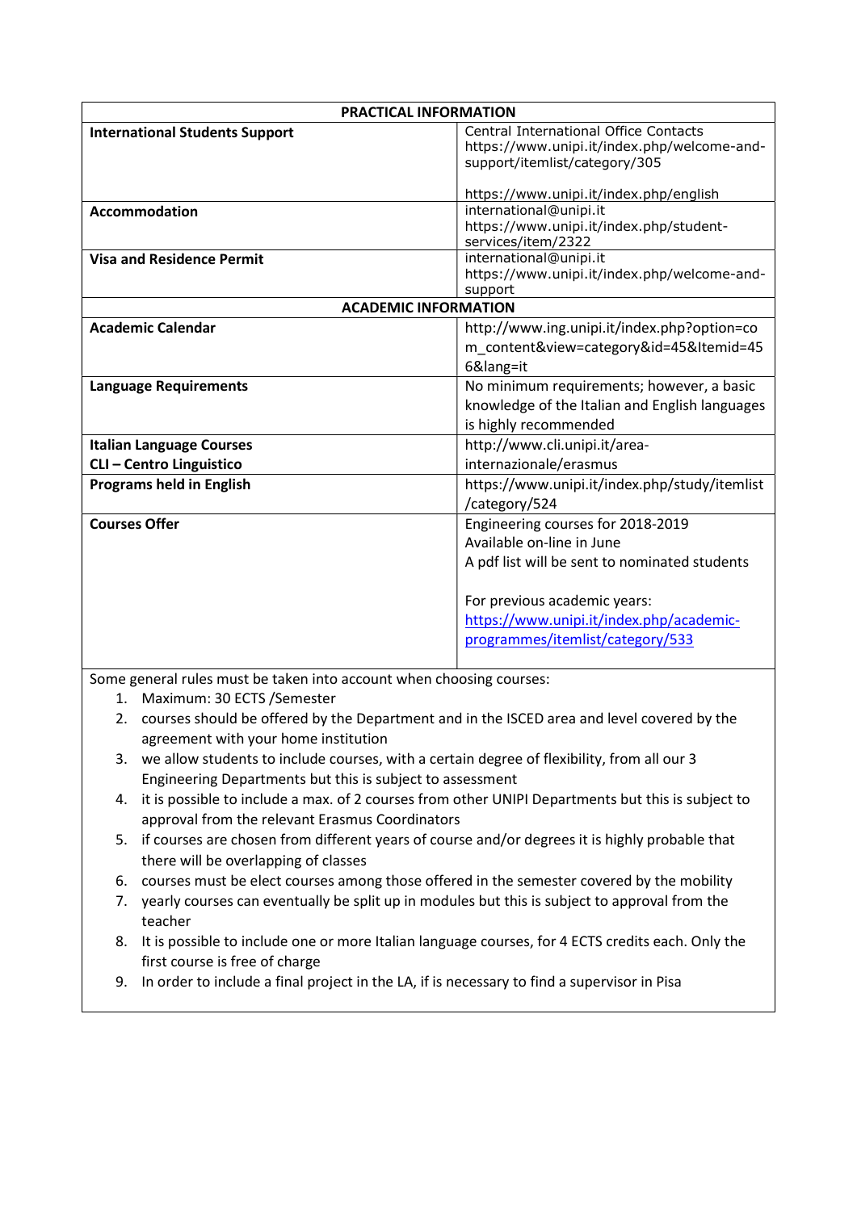| PRACTICAL INFORMATION | |
|---|---|
| **International Students Support** | Central International Office Contacts https://www.unipi.it/index.php/welcome-and-support/itemlist/category/305<br><br>https://www.unipi.it/index.php/english |
| **Accommodation** | international@unipi.it https://www.unipi.it/index.php/student-services/item/2322 |
| **Visa and Residence Permit** | international@unipi.it https://www.unipi.it/index.php/welcome-and-support |
| **ACADEMIC INFORMATION** | |
| **Academic Calendar** | http://www.ing.unipi.it/index.php?option=com_content&view=category&id=45&Itemid=456&lang=it |
| **Language Requirements** | No minimum requirements; however, a basic knowledge of the Italian and English languages is highly recommended |
| **Italian Language Courses**<br>**CLI – Centro Linguistico** | http://www.cli.unipi.it/area-internazionale/erasmus |
| **Programs held in English** | https://www.unipi.it/index.php/study/itemlist/category/524 |
| **Courses Offer** | Engineering courses for 2018-2019<br>Available on-line in June<br>A pdf list will be sent to nominated students<br><br>For previous academic years:<br>https://www.unipi.it/index.php/academic-programmes/itemlist/category/533 |

Some general rules must be taken into account when choosing courses:

1. Maximum: 30 ECTS /Semester
2. courses should be offered by the Department and in the ISCED area and level covered by the agreement with your home institution
3. we allow students to include courses, with a certain degree of flexibility, from all our 3 Engineering Departments but this is subject to assessment
4. it is possible to include a max. of 2 courses from other UNIPI Departments but this is subject to approval from the relevant Erasmus Coordinators
5. if courses are chosen from different years of course and/or degrees it is highly probable that there will be overlapping of classes
6. courses must be elect courses among those offered in the semester covered by the mobility
7. yearly courses can eventually be split up in modules but this is subject to approval from the teacher
8. It is possible to include one or more Italian language courses, for 4 ECTS credits each. Only the first course is free of charge
9. In order to include a final project in the LA, if is necessary to find a supervisor in Pisa